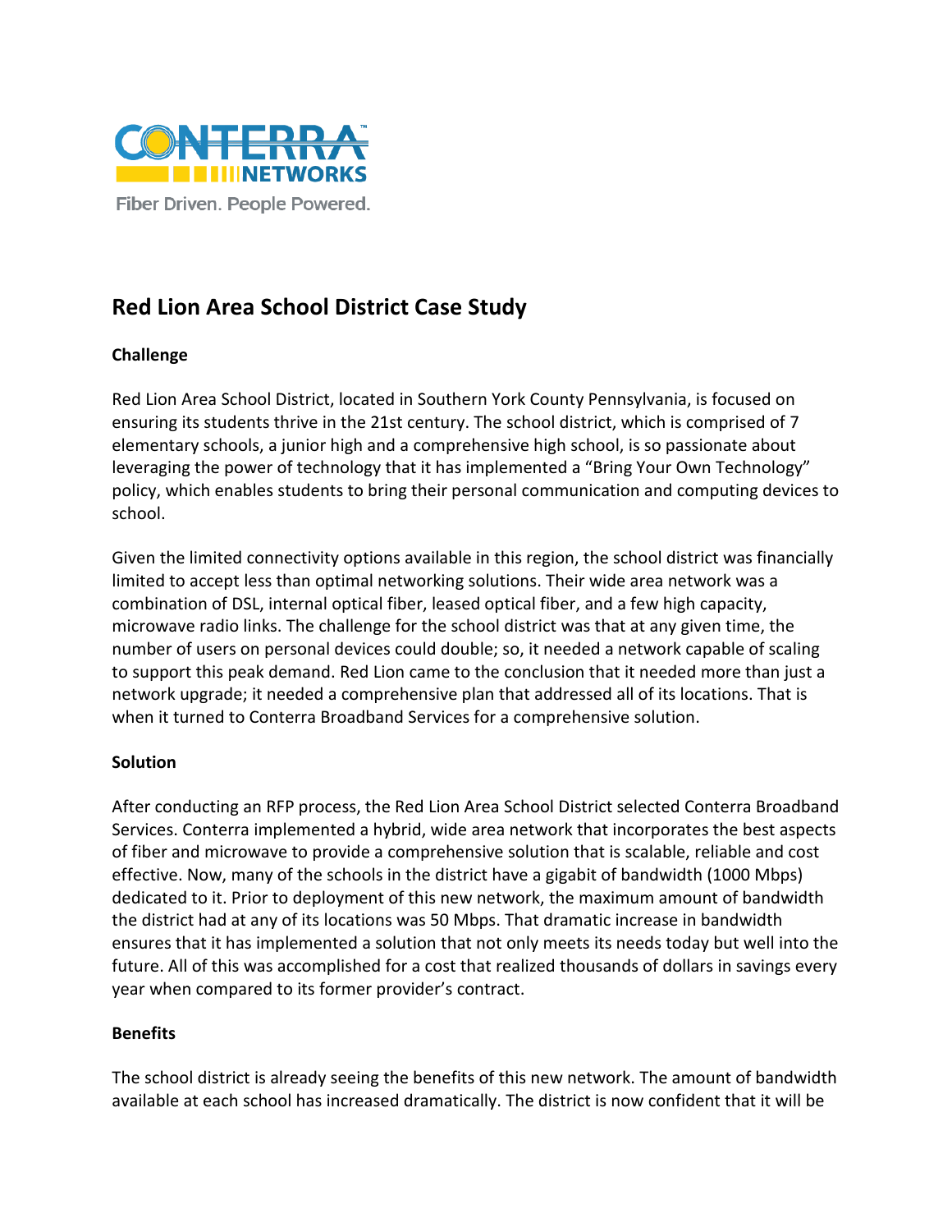CONTERRA NETWORKS

Fiber Driven. People Powered.

# Red Lion Area School District Case Study

## Challenge

Red Lion Area School District, located in Southern York County Pennsylvania, is focused on ensuring its students thrive in the 21st century. The school district, which is comprised of 7 elementary schools, a junior high and a comprehensive high school, is so passionate about leveraging the power of technology that it has implemented a “Bring Your Own Technology” policy, which enables students to bring their personal communication and computing devices to school.

Given the limited connectivity options available in this region, the school district was financially limited to accept less than optimal networking solutions. Their wide area network was a combination of DSL, internal optical fiber, leased optical fiber, and a few high capacity, microwave radio links. The challenge for the school district was that at any given time, the number of users on personal devices could double; so, it needed a network capable of scaling to support this peak demand. Red Lion came to the conclusion that it needed more than just a network upgrade; it needed a comprehensive plan that addressed all of its locations. That is when it turned to Conterra Broadband Services for a comprehensive solution.

## Solution

After conducting an RFP process, the Red Lion Area School District selected Conterra Broadband Services. Conterra implemented a hybrid, wide area network that incorporates the best aspects of fiber and microwave to provide a comprehensive solution that is scalable, reliable and cost effective. Now, many of the schools in the district have a gigabit of bandwidth (1000 Mbps) dedicated to it. Prior to deployment of this new network, the maximum amount of bandwidth the district had at any of its locations was 50 Mbps. That dramatic increase in bandwidth ensures that it has implemented a solution that not only meets its needs today but well into the future. All of this was accomplished for a cost that realized thousands of dollars in savings every year when compared to its former provider’s contract.

## Benefits

The school district is already seeing the benefits of this new network. The amount of bandwidth available at each school has increased dramatically. The district is now confident that it will be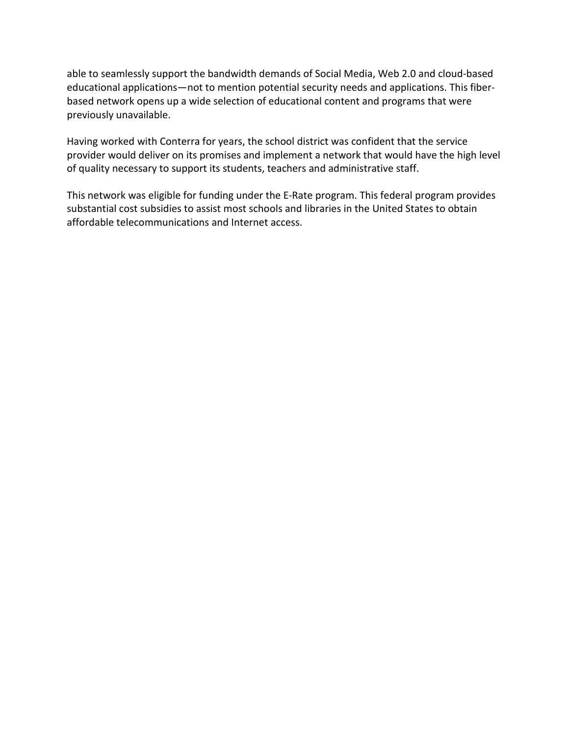able to seamlessly support the bandwidth demands of Social Media, Web 2.0 and cloud-based educational applications—not to mention potential security needs and applications. This fiber-based network opens up a wide selection of educational content and programs that were previously unavailable.

Having worked with Conterra for years, the school district was confident that the service provider would deliver on its promises and implement a network that would have the high level of quality necessary to support its students, teachers and administrative staff.

This network was eligible for funding under the E-Rate program. This federal program provides substantial cost subsidies to assist most schools and libraries in the United States to obtain affordable telecommunications and Internet access.